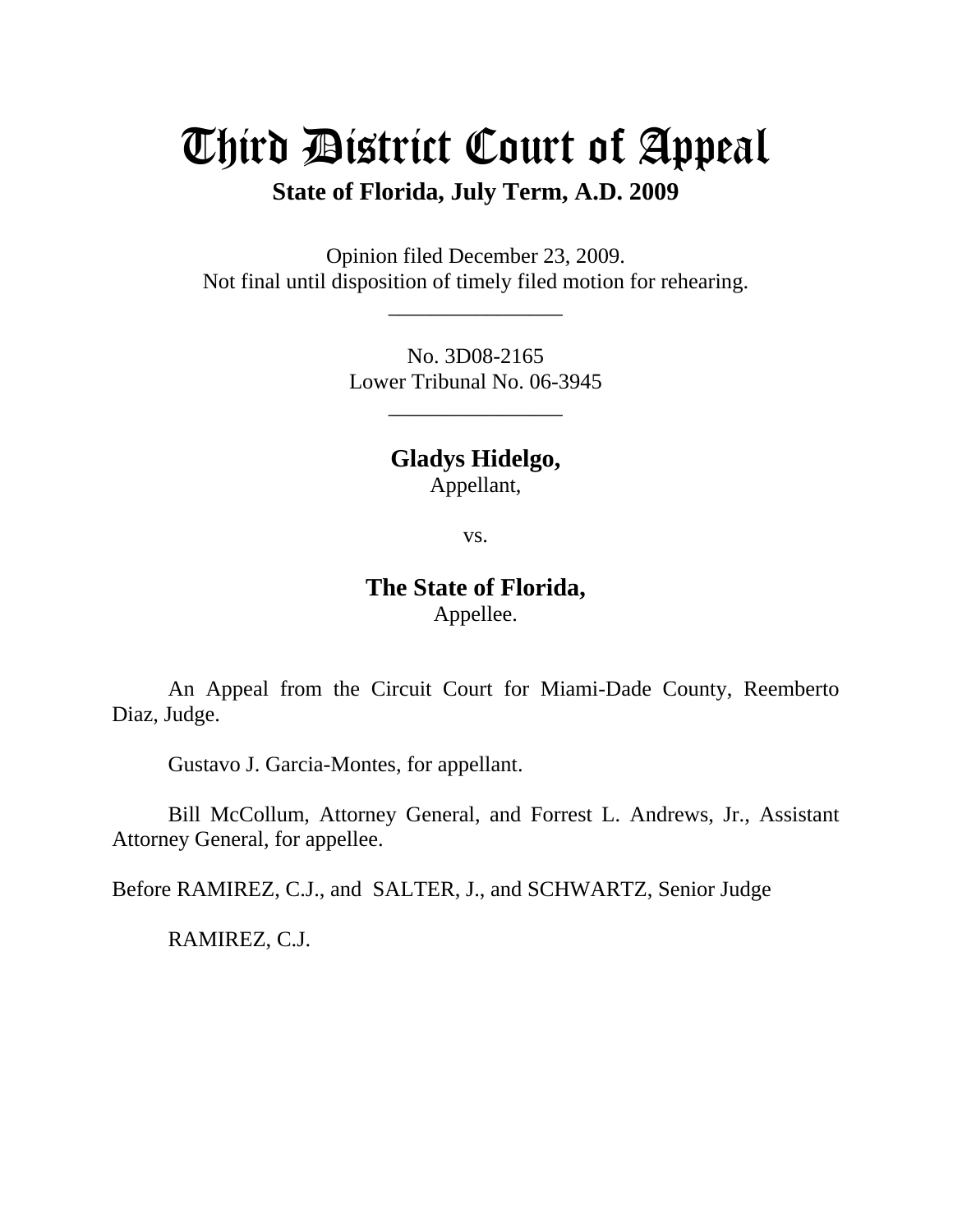# Third District Court of Appeal

**State of Florida, July Term, A.D. 2009**

Opinion filed December 23, 2009.
Not final until disposition of timely filed motion for rehearing.

________________

No. 3D08-2165
Lower Tribunal No. 06-3945

________________

**Gladys Hidelgo,**
Appellant,

vs.

**The State of Florida,**
Appellee.

An Appeal from the Circuit Court for Miami-Dade County, Reemberto Diaz, Judge.

Gustavo J. Garcia-Montes, for appellant.

Bill McCollum, Attorney General, and Forrest L. Andrews, Jr., Assistant Attorney General, for appellee.

Before RAMIREZ, C.J., and SALTER, J., and SCHWARTZ, Senior Judge

RAMIREZ, C.J.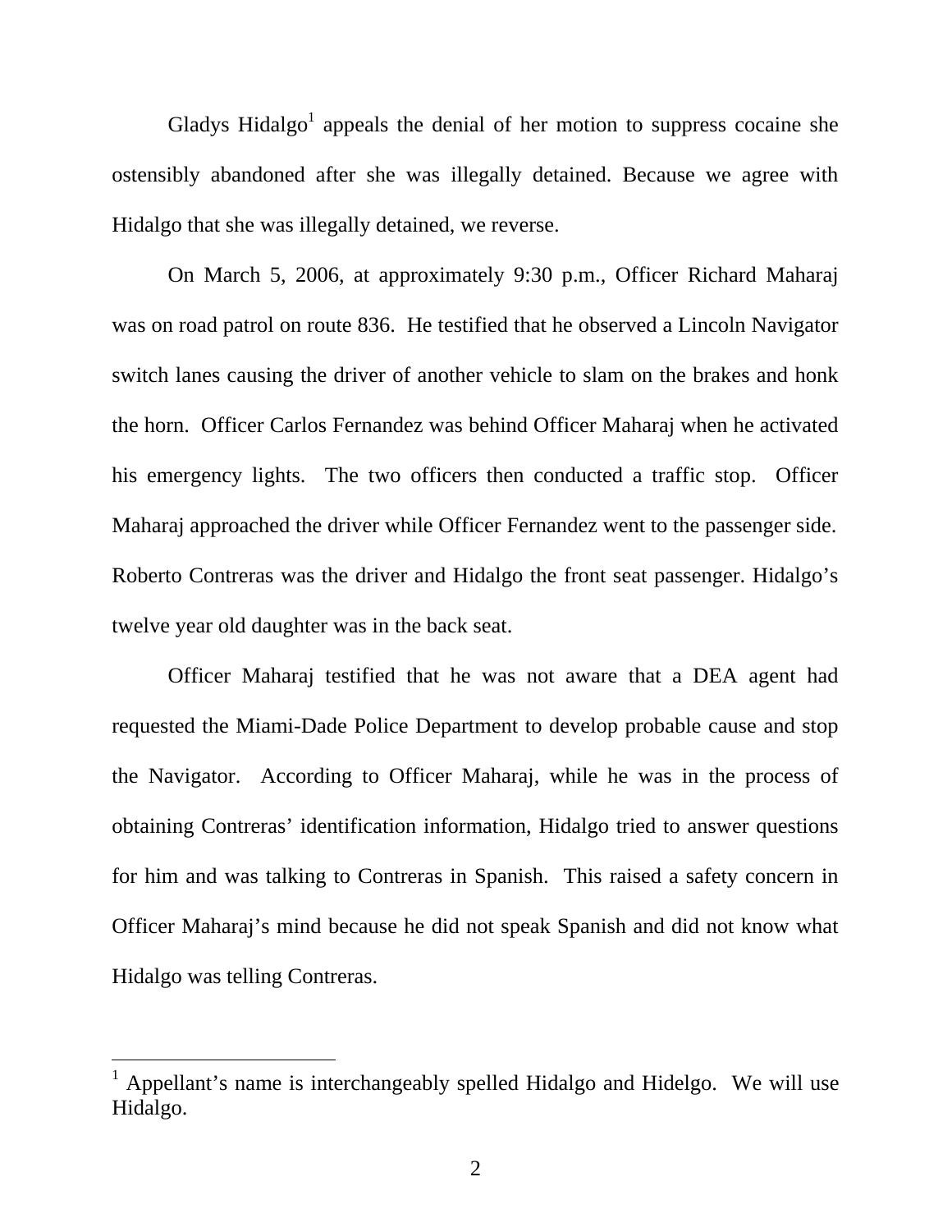Gladys Hidalgo[1] appeals the denial of her motion to suppress cocaine she ostensibly abandoned after she was illegally detained. Because we agree with Hidalgo that she was illegally detained, we reverse.

On March 5, 2006, at approximately 9:30 p.m., Officer Richard Maharaj was on road patrol on route 836. He testified that he observed a Lincoln Navigator switch lanes causing the driver of another vehicle to slam on the brakes and honk the horn. Officer Carlos Fernandez was behind Officer Maharaj when he activated his emergency lights. The two officers then conducted a traffic stop. Officer Maharaj approached the driver while Officer Fernandez went to the passenger side. Roberto Contreras was the driver and Hidalgo the front seat passenger. Hidalgo's twelve year old daughter was in the back seat.

Officer Maharaj testified that he was not aware that a DEA agent had requested the Miami-Dade Police Department to develop probable cause and stop the Navigator. According to Officer Maharaj, while he was in the process of obtaining Contreras' identification information, Hidalgo tried to answer questions for him and was talking to Contreras in Spanish. This raised a safety concern in Officer Maharaj's mind because he did not speak Spanish and did not know what Hidalgo was telling Contreras.

---

[1] Appellant's name is interchangeably spelled Hidalgo and Hidelgo. We will use Hidalgo.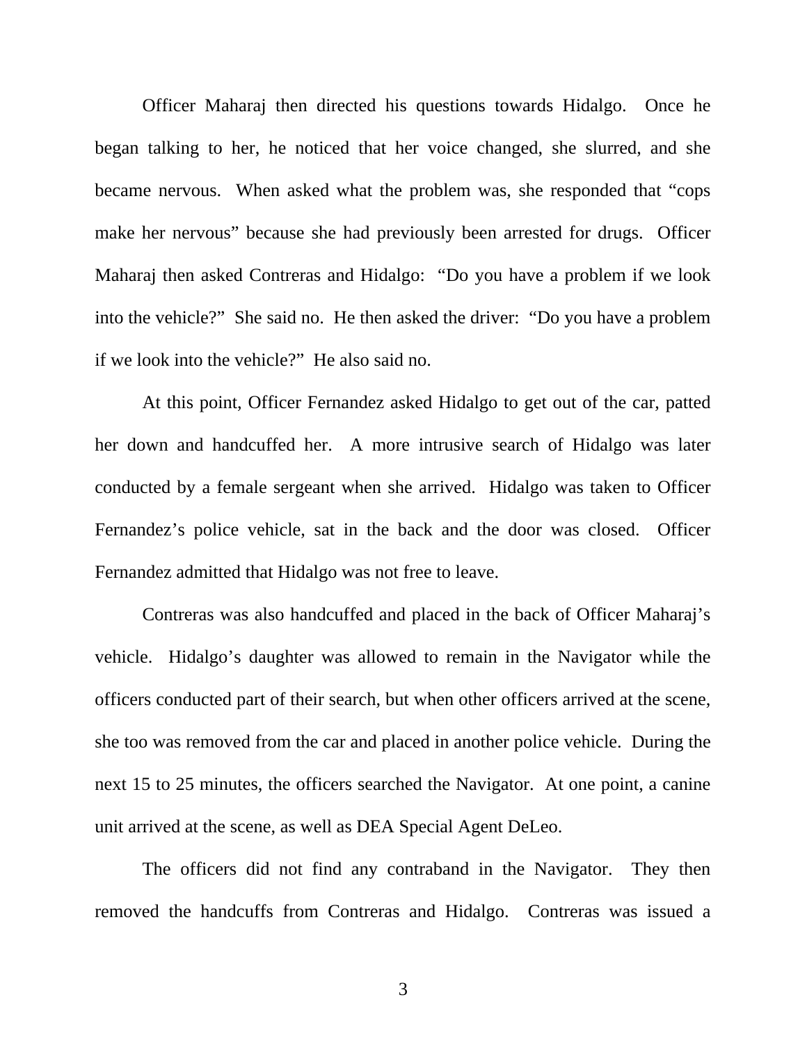Officer Maharaj then directed his questions towards Hidalgo. Once he began talking to her, he noticed that her voice changed, she slurred, and she became nervous. When asked what the problem was, she responded that "cops make her nervous" because she had previously been arrested for drugs. Officer Maharaj then asked Contreras and Hidalgo: "Do you have a problem if we look into the vehicle?" She said no. He then asked the driver: "Do you have a problem if we look into the vehicle?" He also said no.

At this point, Officer Fernandez asked Hidalgo to get out of the car, patted her down and handcuffed her. A more intrusive search of Hidalgo was later conducted by a female sergeant when she arrived. Hidalgo was taken to Officer Fernandez's police vehicle, sat in the back and the door was closed. Officer Fernandez admitted that Hidalgo was not free to leave.

Contreras was also handcuffed and placed in the back of Officer Maharaj's vehicle. Hidalgo's daughter was allowed to remain in the Navigator while the officers conducted part of their search, but when other officers arrived at the scene, she too was removed from the car and placed in another police vehicle. During the next 15 to 25 minutes, the officers searched the Navigator. At one point, a canine unit arrived at the scene, as well as DEA Special Agent DeLeo.

The officers did not find any contraband in the Navigator. They then removed the handcuffs from Contreras and Hidalgo. Contreras was issued a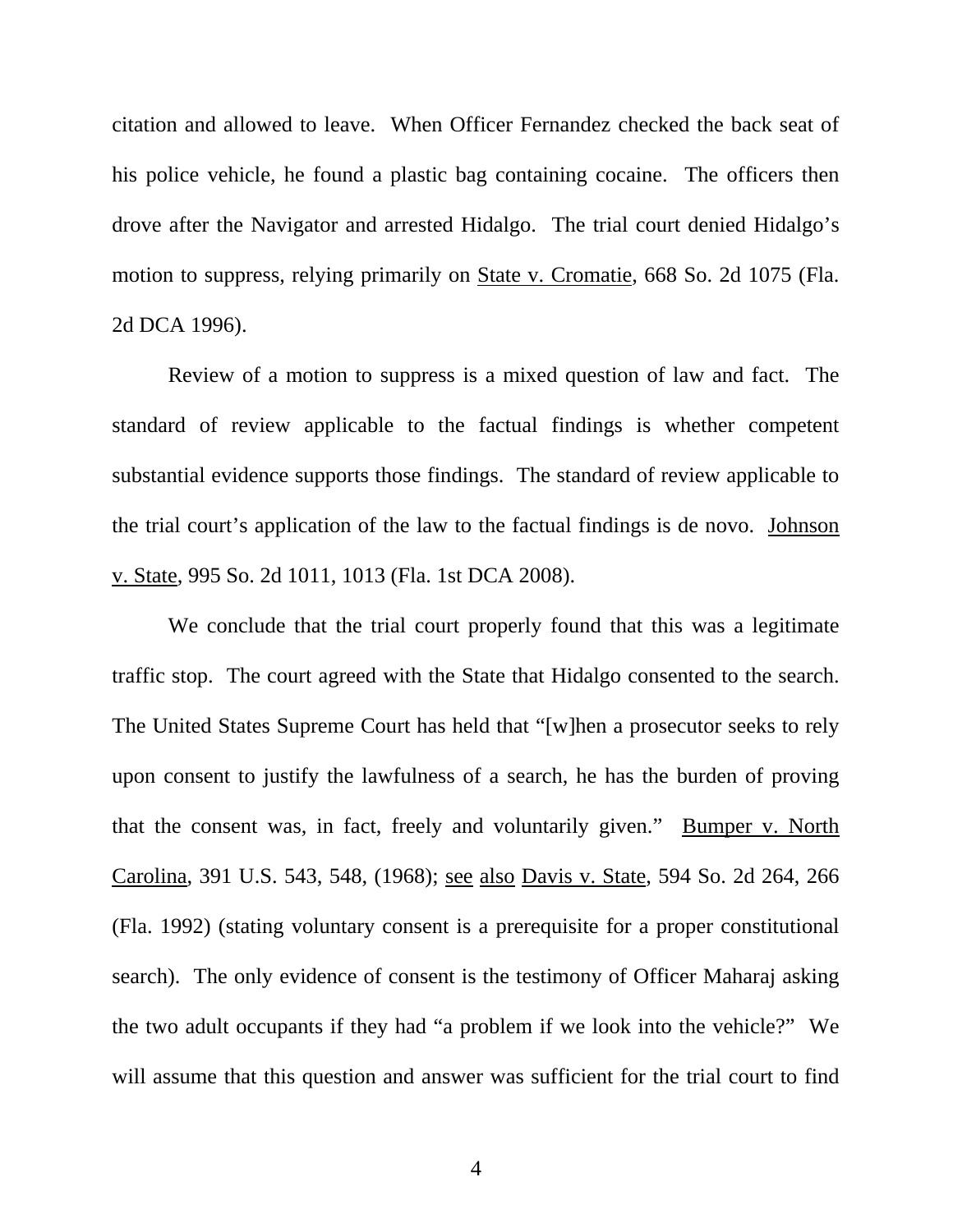citation and allowed to leave. When Officer Fernandez checked the back seat of his police vehicle, he found a plastic bag containing cocaine. The officers then drove after the Navigator and arrested Hidalgo. The trial court denied Hidalgo's motion to suppress, relying primarily on State v. Cromatie, 668 So. 2d 1075 (Fla. 2d DCA 1996).

Review of a motion to suppress is a mixed question of law and fact. The standard of review applicable to the factual findings is whether competent substantial evidence supports those findings. The standard of review applicable to the trial court's application of the law to the factual findings is de novo. Johnson v. State, 995 So. 2d 1011, 1013 (Fla. 1st DCA 2008).

We conclude that the trial court properly found that this was a legitimate traffic stop. The court agreed with the State that Hidalgo consented to the search. The United States Supreme Court has held that "[w]hen a prosecutor seeks to rely upon consent to justify the lawfulness of a search, he has the burden of proving that the consent was, in fact, freely and voluntarily given." Bumper v. North Carolina, 391 U.S. 543, 548, (1968); see also Davis v. State, 594 So. 2d 264, 266 (Fla. 1992) (stating voluntary consent is a prerequisite for a proper constitutional search). The only evidence of consent is the testimony of Officer Maharaj asking the two adult occupants if they had "a problem if we look into the vehicle?" We will assume that this question and answer was sufficient for the trial court to find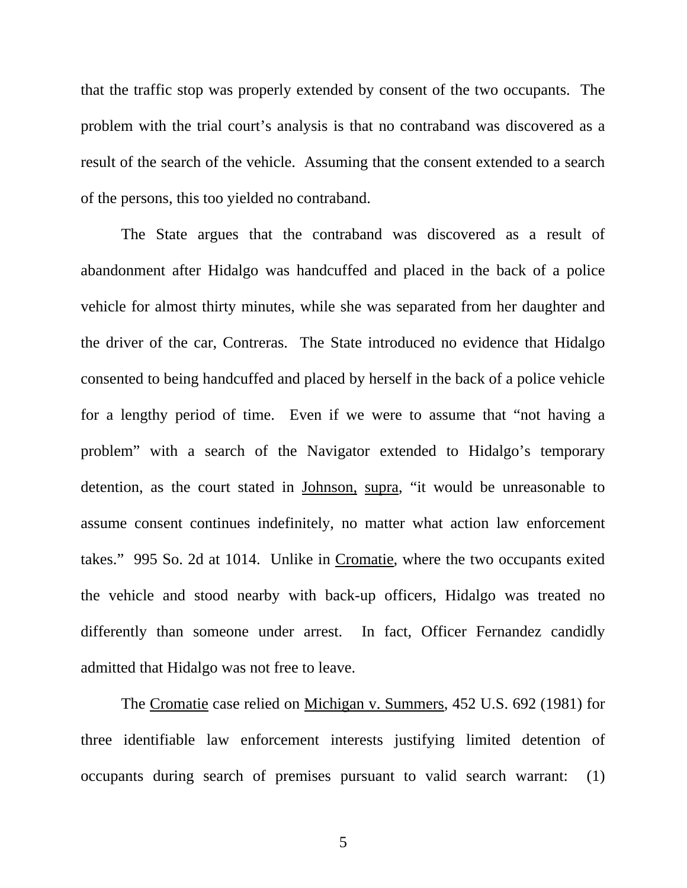that the traffic stop was properly extended by consent of the two occupants. The problem with the trial court's analysis is that no contraband was discovered as a result of the search of the vehicle. Assuming that the consent extended to a search of the persons, this too yielded no contraband.

The State argues that the contraband was discovered as a result of abandonment after Hidalgo was handcuffed and placed in the back of a police vehicle for almost thirty minutes, while she was separated from her daughter and the driver of the car, Contreras. The State introduced no evidence that Hidalgo consented to being handcuffed and placed by herself in the back of a police vehicle for a lengthy period of time. Even if we were to assume that "not having a problem" with a search of the Navigator extended to Hidalgo's temporary detention, as the court stated in Johnson, supra, "it would be unreasonable to assume consent continues indefinitely, no matter what action law enforcement takes." 995 So. 2d at 1014. Unlike in Cromatie, where the two occupants exited the vehicle and stood nearby with back-up officers, Hidalgo was treated no differently than someone under arrest. In fact, Officer Fernandez candidly admitted that Hidalgo was not free to leave.

The Cromatie case relied on Michigan v. Summers, 452 U.S. 692 (1981) for three identifiable law enforcement interests justifying limited detention of occupants during search of premises pursuant to valid search warrant: (1)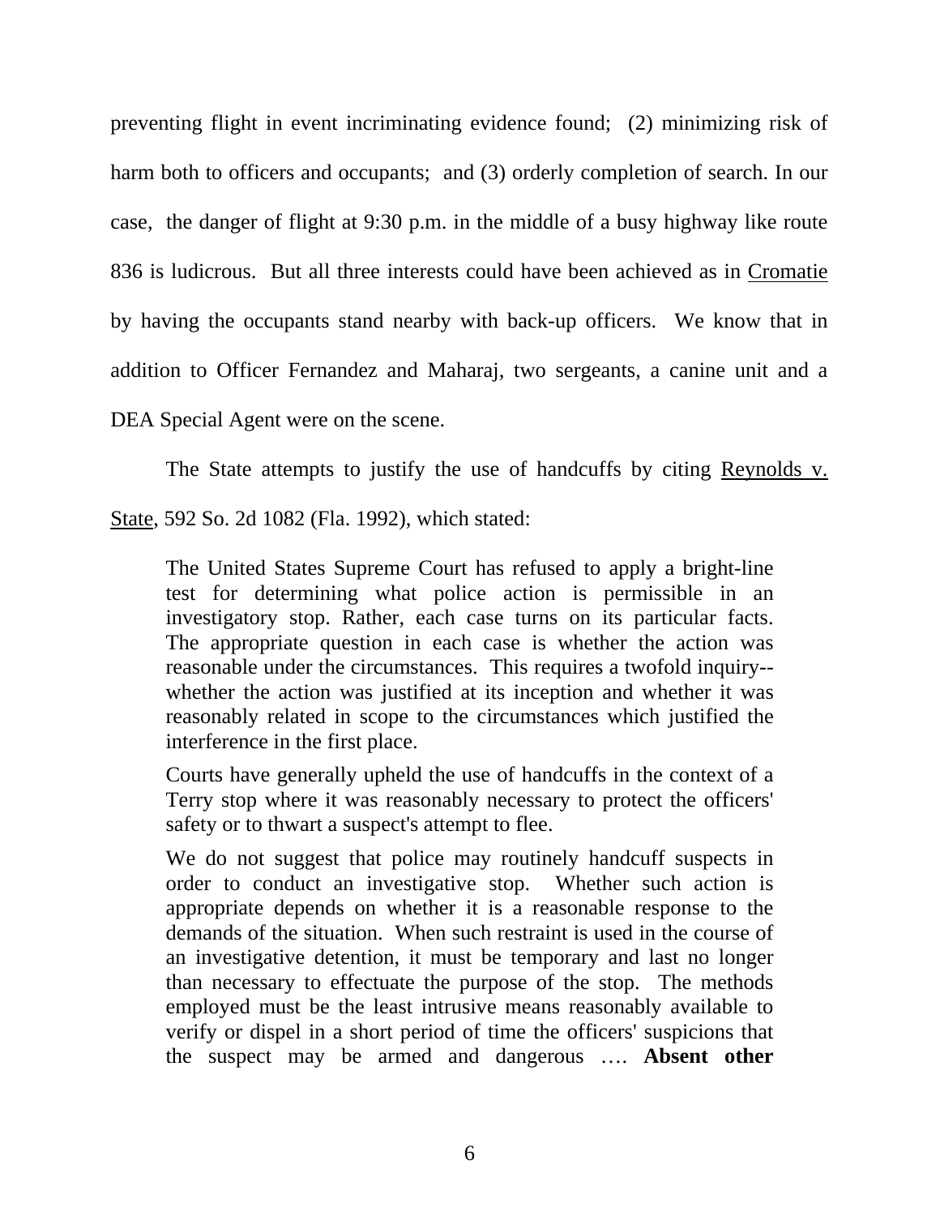preventing flight in event incriminating evidence found; (2) minimizing risk of harm both to officers and occupants; and (3) orderly completion of search. In our case, the danger of flight at 9:30 p.m. in the middle of a busy highway like route 836 is ludicrous. But all three interests could have been achieved as in Cromatie by having the occupants stand nearby with back-up officers. We know that in addition to Officer Fernandez and Maharaj, two sergeants, a canine unit and a DEA Special Agent were on the scene.

The State attempts to justify the use of handcuffs by citing Reynolds v. State, 592 So. 2d 1082 (Fla. 1992), which stated:

> The United States Supreme Court has refused to apply a bright-line test for determining what police action is permissible in an investigatory stop. Rather, each case turns on its particular facts. The appropriate question in each case is whether the action was reasonable under the circumstances. This requires a twofold inquiry--whether the action was justified at its inception and whether it was reasonably related in scope to the circumstances which justified the interference in the first place.
>
> Courts have generally upheld the use of handcuffs in the context of a Terry stop where it was reasonably necessary to protect the officers' safety or to thwart a suspect's attempt to flee.
>
> We do not suggest that police may routinely handcuff suspects in order to conduct an investigative stop. Whether such action is appropriate depends on whether it is a reasonable response to the demands of the situation. When such restraint is used in the course of an investigative detention, it must be temporary and last no longer than necessary to effectuate the purpose of the stop. The methods employed must be the least intrusive means reasonably available to verify or dispel in a short period of time the officers' suspicions that the suspect may be armed and dangerous …. **Absent other**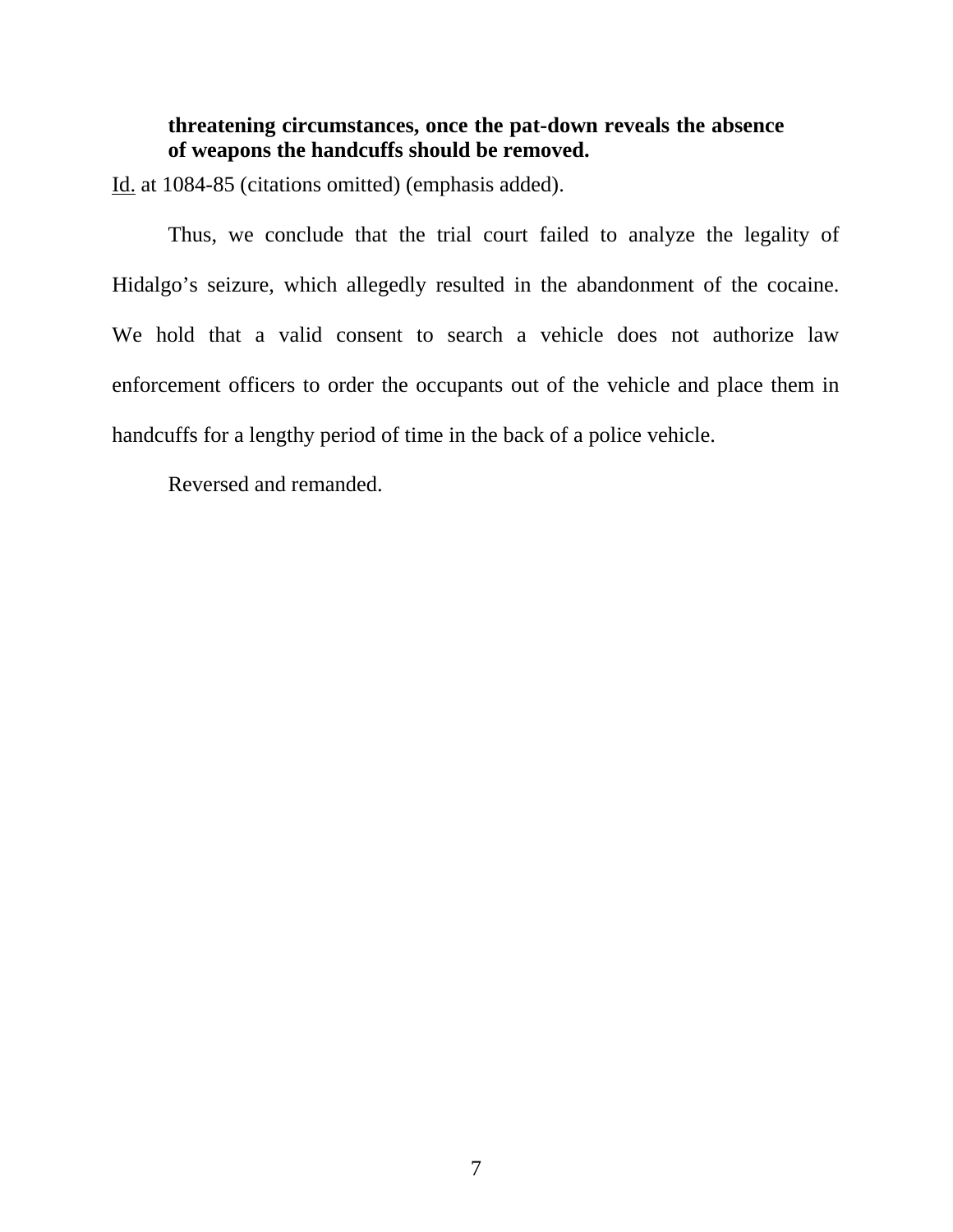> **threatening circumstances, once the pat-down reveals the absence of weapons the handcuffs should be removed.**

Id. at 1084-85 (citations omitted) (emphasis added).

Thus, we conclude that the trial court failed to analyze the legality of Hidalgo's seizure, which allegedly resulted in the abandonment of the cocaine. We hold that a valid consent to search a vehicle does not authorize law enforcement officers to order the occupants out of the vehicle and place them in handcuffs for a lengthy period of time in the back of a police vehicle.

Reversed and remanded.